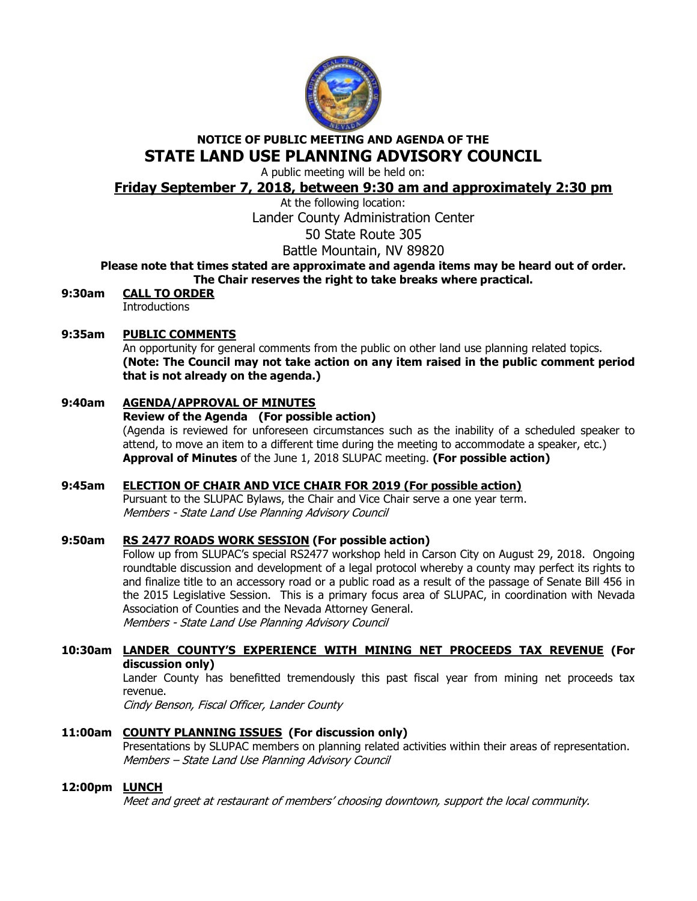**NOTICE OF PUBLIC MEETING AND AGENDA OF THE**

# STATE LAND USE PLANNING ADVISORY COUNCIL

A public meeting will be held on:

## Friday September 7, 2018, between 9:30 am and approximately 2:30 pm

At the following location:

Lander County Administration Center

50 State Route 305

Battle Mountain, NV 89820

**Please note that times stated are approximate and agenda items may be heard out of order. The Chair reserves the right to take breaks where practical.**

**9:30am** **CALL TO ORDER**

Introductions

**9:35am** **PUBLIC COMMENTS**

An opportunity for general comments from the public on other land use planning related topics. **(Note: The Council may not take action on any item raised in the public comment period that is not already on the agenda.)**

**9:40am** **AGENDA/APPROVAL OF MINUTES**

**Review of the Agenda (For possible action)**

(Agenda is reviewed for unforeseen circumstances such as the inability of a scheduled speaker to attend, to move an item to a different time during the meeting to accommodate a speaker, etc.)

**Approval of Minutes** of the June 1, 2018 SLUPAC meeting. **(For possible action)**

**9:45am** **ELECTION OF CHAIR AND VICE CHAIR FOR 2019 (For possible action)**

Pursuant to the SLUPAC Bylaws, the Chair and Vice Chair serve a one year term.

*Members - State Land Use Planning Advisory Council*

**9:50am** **RS 2477 ROADS WORK SESSION (For possible action)**

Follow up from SLUPAC's special RS2477 workshop held in Carson City on August 29, 2018. Ongoing roundtable discussion and development of a legal protocol whereby a county may perfect its rights to and finalize title to an accessory road or a public road as a result of the passage of Senate Bill 456 in the 2015 Legislative Session. This is a primary focus area of SLUPAC, in coordination with Nevada Association of Counties and the Nevada Attorney General.

*Members - State Land Use Planning Advisory Council*

**10:30am** **LANDER COUNTY'S EXPERIENCE WITH MINING NET PROCEEDS TAX REVENUE (For discussion only)**

Lander County has benefitted tremendously this past fiscal year from mining net proceeds tax revenue.

*Cindy Benson, Fiscal Officer, Lander County*

**11:00am** **COUNTY PLANNING ISSUES (For discussion only)**

Presentations by SLUPAC members on planning related activities within their areas of representation.

*Members – State Land Use Planning Advisory Council*

**12:00pm** **LUNCH**

*Meet and greet at restaurant of members' choosing downtown, support the local community.*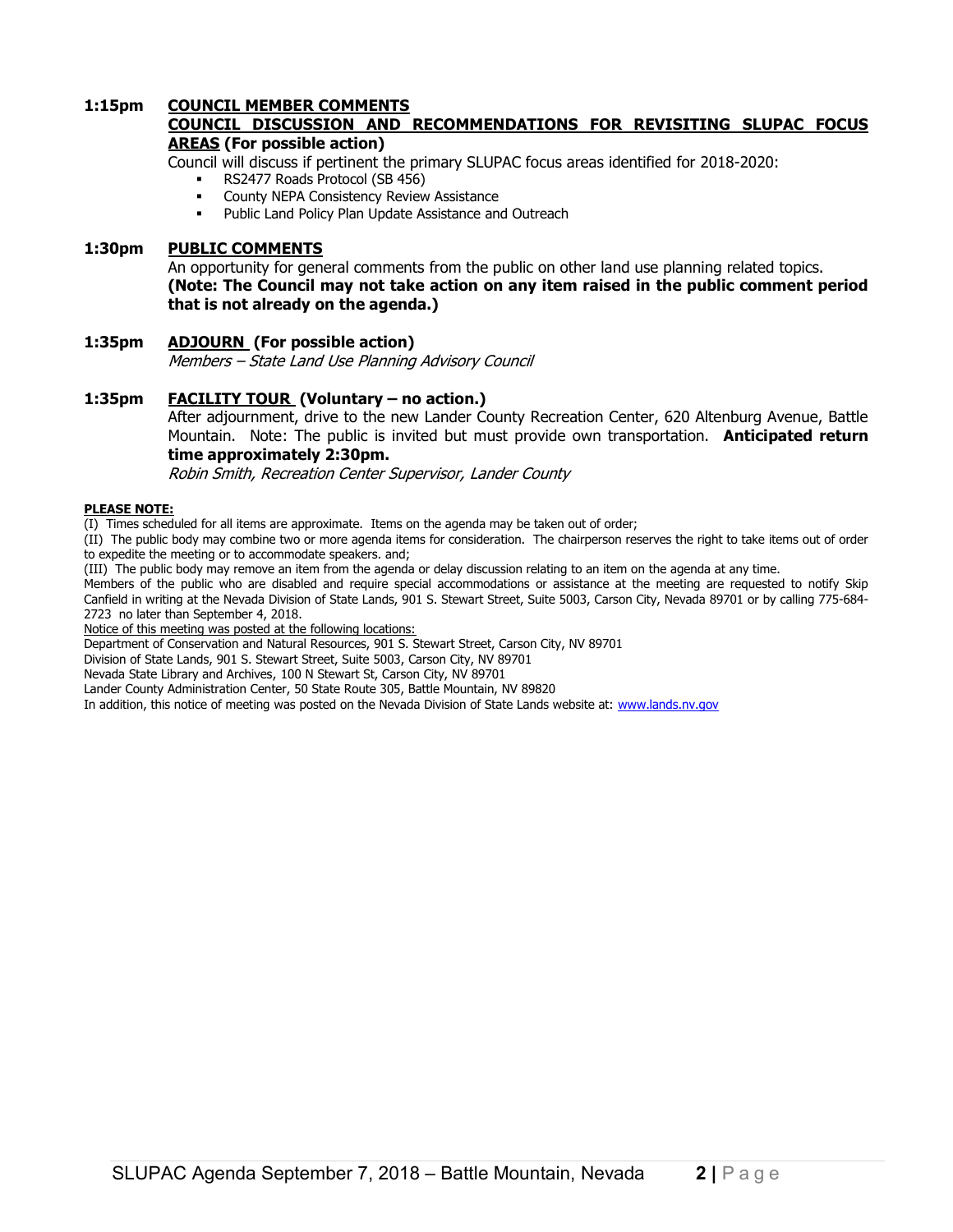**1:15pm** **<u>COUNCIL MEMBER COMMENTS</u>**

**<u>COUNCIL DISCUSSION AND RECOMMENDATIONS FOR REVISITING SLUPAC FOCUS AREAS</u> (For possible action)**

Council will discuss if pertinent the primary SLUPAC focus areas identified for 2018-2020:

- RS2477 Roads Protocol (SB 456)
- County NEPA Consistency Review Assistance
- Public Land Policy Plan Update Assistance and Outreach

**1:30pm** **<u>PUBLIC COMMENTS</u>**

An opportunity for general comments from the public on other land use planning related topics. **(Note: The Council may not take action on any item raised in the public comment period that is not already on the agenda.)**

**1:35pm** **<u>ADJOURN</u> (For possible action)**

*Members – State Land Use Planning Advisory Council*

**1:35pm** **<u>FACILITY TOUR</u> (Voluntary – no action.)**

After adjournment, drive to the new Lander County Recreation Center, 620 Altenburg Avenue, Battle Mountain. Note: The public is invited but must provide own transportation. **Anticipated return time approximately 2:30pm.**

*Robin Smith, Recreation Center Supervisor, Lander County*

**<u>PLEASE NOTE:</u>**

(I) Times scheduled for all items are approximate. Items on the agenda may be taken out of order;

(II) The public body may combine two or more agenda items for consideration. The chairperson reserves the right to take items out of order to expedite the meeting or to accommodate speakers. and;

(III) The public body may remove an item from the agenda or delay discussion relating to an item on the agenda at any time.

Members of the public who are disabled and require special accommodations or assistance at the meeting are requested to notify Skip Canfield in writing at the Nevada Division of State Lands, 901 S. Stewart Street, Suite 5003, Carson City, Nevada 89701 or by calling 775-684-2723 no later than September 4, 2018.

<u>Notice of this meeting was posted at the following locations:</u>

Department of Conservation and Natural Resources, 901 S. Stewart Street, Carson City, NV 89701

Division of State Lands, 901 S. Stewart Street, Suite 5003, Carson City, NV 89701

Nevada State Library and Archives, 100 N Stewart St, Carson City, NV 89701

Lander County Administration Center, 50 State Route 305, Battle Mountain, NV 89820

In addition, this notice of meeting was posted on the Nevada Division of State Lands website at: [www.lands.nv.gov](http://www.lands.nv.gov)